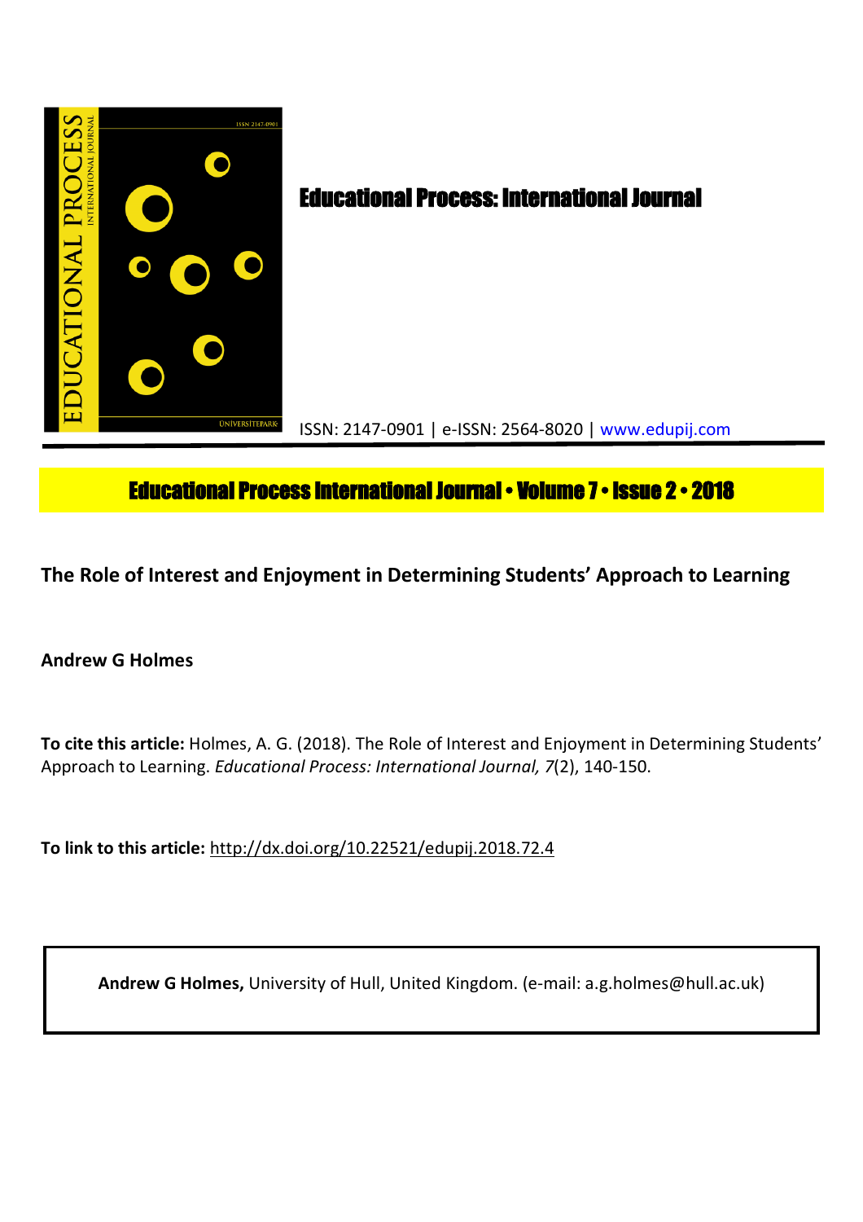# Educational Process: International Journal

ISSN: 2147-0901 | e-ISSN: 2564-8020 | www.edupij.com

**Educational Process International Journal • Volume 7 • Issue 2 • 2018**

## The Role of Interest and Enjoyment in Determining Students' Approach to Learning

**Andrew G Holmes**

**To cite this article:** Holmes, A. G. (2018). The Role of Interest and Enjoyment in Determining Students' Approach to Learning. *Educational Process: International Journal, 7*(2), 140-150.

**To link to this article:** http://dx.doi.org/10.22521/edupij.2018.72.4

**Andrew G Holmes,** University of Hull, United Kingdom. (e-mail: a.g.holmes@hull.ac.uk)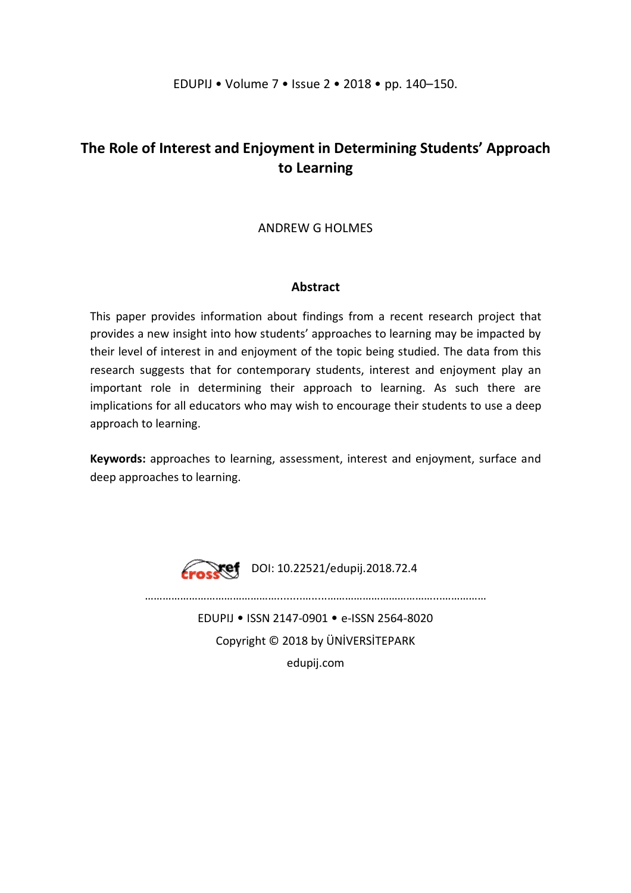# The Role of Interest and Enjoyment in Determining Students' Approach to Learning

ANDREW G HOLMES

## Abstract

This paper provides information about findings from a recent research project that provides a new insight into how students' approaches to learning may be impacted by their level of interest in and enjoyment of the topic being studied. The data from this research suggests that for contemporary students, interest and enjoyment play an important role in determining their approach to learning. As such there are implications for all educators who may wish to encourage their students to use a deep approach to learning.

**Keywords:** approaches to learning, assessment, interest and enjoyment, surface and deep approaches to learning.

DOI: 10.22521/edupij.2018.72.4

EDUPIJ • ISSN 2147-0901 • e-ISSN 2564-8020

Copyright © 2018 by ÜNİVERSİTEPARK

edupij.com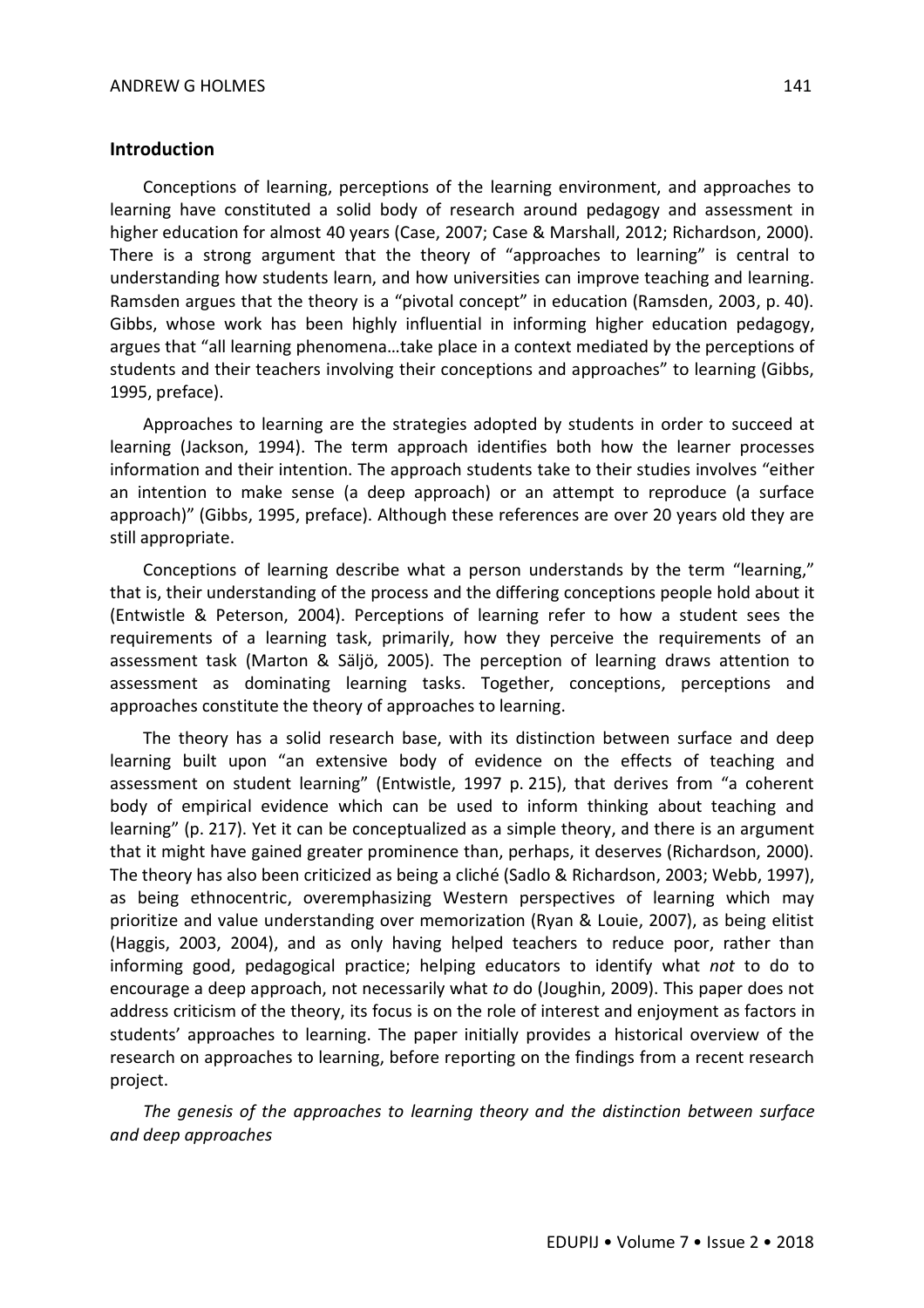## Introduction

Conceptions of learning, perceptions of the learning environment, and approaches to learning have constituted a solid body of research around pedagogy and assessment in higher education for almost 40 years (Case, 2007; Case & Marshall, 2012; Richardson, 2000). There is a strong argument that the theory of "approaches to learning" is central to understanding how students learn, and how universities can improve teaching and learning. Ramsden argues that the theory is a "pivotal concept" in education (Ramsden, 2003, p. 40). Gibbs, whose work has been highly influential in informing higher education pedagogy, argues that "all learning phenomena…take place in a context mediated by the perceptions of students and their teachers involving their conceptions and approaches" to learning (Gibbs, 1995, preface).

Approaches to learning are the strategies adopted by students in order to succeed at learning (Jackson, 1994). The term approach identifies both how the learner processes information and their intention. The approach students take to their studies involves "either an intention to make sense (a deep approach) or an attempt to reproduce (a surface approach)" (Gibbs, 1995, preface). Although these references are over 20 years old they are still appropriate.

Conceptions of learning describe what a person understands by the term "learning," that is, their understanding of the process and the differing conceptions people hold about it (Entwistle & Peterson, 2004). Perceptions of learning refer to how a student sees the requirements of a learning task, primarily, how they perceive the requirements of an assessment task (Marton & Säljö, 2005). The perception of learning draws attention to assessment as dominating learning tasks. Together, conceptions, perceptions and approaches constitute the theory of approaches to learning.

The theory has a solid research base, with its distinction between surface and deep learning built upon "an extensive body of evidence on the effects of teaching and assessment on student learning" (Entwistle, 1997 p. 215), that derives from "a coherent body of empirical evidence which can be used to inform thinking about teaching and learning" (p. 217). Yet it can be conceptualized as a simple theory, and there is an argument that it might have gained greater prominence than, perhaps, it deserves (Richardson, 2000). The theory has also been criticized as being a cliché (Sadlo & Richardson, 2003; Webb, 1997), as being ethnocentric, overemphasizing Western perspectives of learning which may prioritize and value understanding over memorization (Ryan & Louie, 2007), as being elitist (Haggis, 2003, 2004), and as only having helped teachers to reduce poor, rather than informing good, pedagogical practice; helping educators to identify what *not* to do to encourage a deep approach, not necessarily what *to* do (Joughin, 2009). This paper does not address criticism of the theory, its focus is on the role of interest and enjoyment as factors in students' approaches to learning. The paper initially provides a historical overview of the research on approaches to learning, before reporting on the findings from a recent research project.

*The genesis of the approaches to learning theory and the distinction between surface and deep approaches*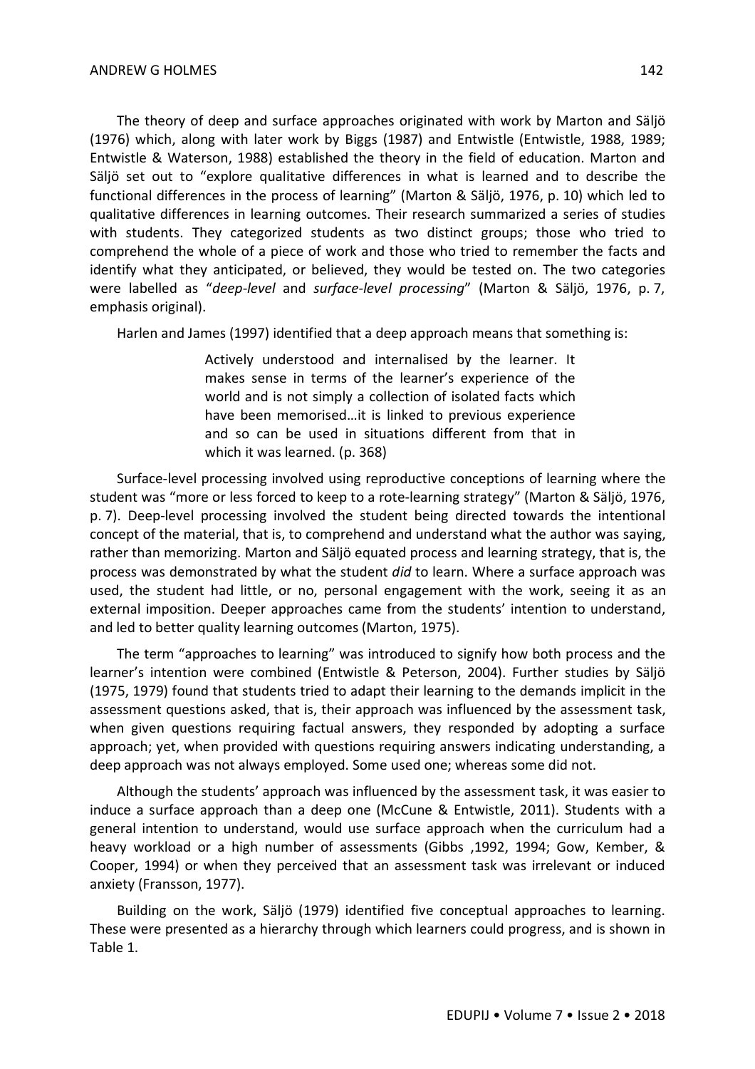The theory of deep and surface approaches originated with work by Marton and Säljö (1976) which, along with later work by Biggs (1987) and Entwistle (Entwistle, 1988, 1989; Entwistle & Waterson, 1988) established the theory in the field of education. Marton and Säljö set out to "explore qualitative differences in what is learned and to describe the functional differences in the process of learning" (Marton & Säljö, 1976, p. 10) which led to qualitative differences in learning outcomes. Their research summarized a series of studies with students. They categorized students as two distinct groups; those who tried to comprehend the whole of a piece of work and those who tried to remember the facts and identify what they anticipated, or believed, they would be tested on. The two categories were labelled as "*deep-level* and *surface-level processing*" (Marton & Säljö, 1976, p. 7, emphasis original).

Harlen and James (1997) identified that a deep approach means that something is:

> Actively understood and internalised by the learner. It makes sense in terms of the learner's experience of the world and is not simply a collection of isolated facts which have been memorised…it is linked to previous experience and so can be used in situations different from that in which it was learned. (p. 368)

Surface-level processing involved using reproductive conceptions of learning where the student was "more or less forced to keep to a rote-learning strategy" (Marton & Säljö, 1976, p. 7). Deep-level processing involved the student being directed towards the intentional concept of the material, that is, to comprehend and understand what the author was saying, rather than memorizing. Marton and Säljö equated process and learning strategy, that is, the process was demonstrated by what the student *did* to learn. Where a surface approach was used, the student had little, or no, personal engagement with the work, seeing it as an external imposition. Deeper approaches came from the students' intention to understand, and led to better quality learning outcomes (Marton, 1975).

The term "approaches to learning" was introduced to signify how both process and the learner's intention were combined (Entwistle & Peterson, 2004). Further studies by Säljö (1975, 1979) found that students tried to adapt their learning to the demands implicit in the assessment questions asked, that is, their approach was influenced by the assessment task, when given questions requiring factual answers, they responded by adopting a surface approach; yet, when provided with questions requiring answers indicating understanding, a deep approach was not always employed. Some used one; whereas some did not.

Although the students' approach was influenced by the assessment task, it was easier to induce a surface approach than a deep one (McCune & Entwistle, 2011). Students with a general intention to understand, would use surface approach when the curriculum had a heavy workload or a high number of assessments (Gibbs ,1992, 1994; Gow, Kember, & Cooper, 1994) or when they perceived that an assessment task was irrelevant or induced anxiety (Fransson, 1977).

Building on the work, Säljö (1979) identified five conceptual approaches to learning. These were presented as a hierarchy through which learners could progress, and is shown in Table 1.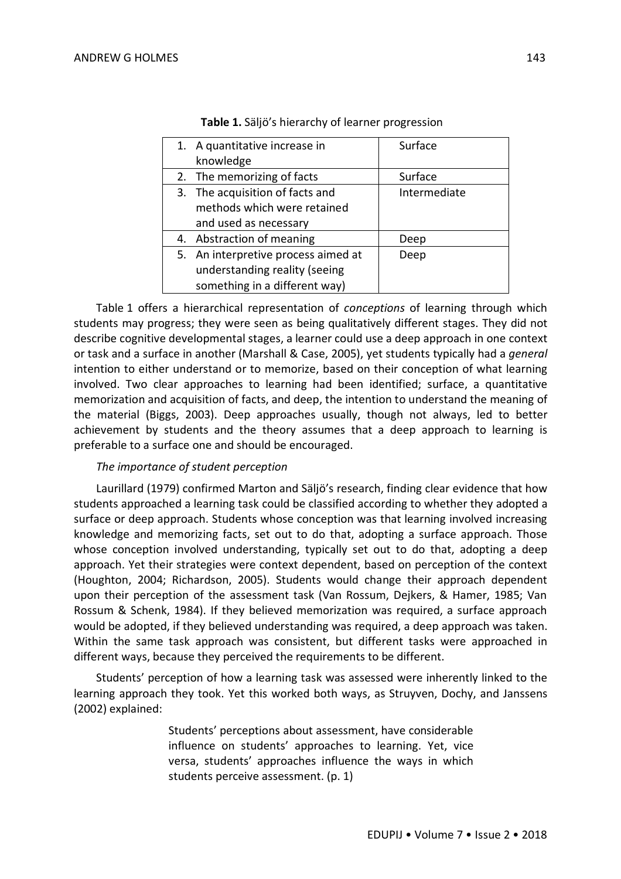**Table 1.** Säljö's hierarchy of learner progression

| | |
|---|---|
| 1. A quantitative increase in knowledge | Surface |
| 2. The memorizing of facts | Surface |
| 3. The acquisition of facts and methods which were retained and used as necessary | Intermediate |
| 4. Abstraction of meaning | Deep |
| 5. An interpretive process aimed at understanding reality (seeing something in a different way) | Deep |

Table 1 offers a hierarchical representation of *conceptions* of learning through which students may progress; they were seen as being qualitatively different stages. They did not describe cognitive developmental stages, a learner could use a deep approach in one context or task and a surface in another (Marshall & Case, 2005), yet students typically had a *general* intention to either understand or to memorize, based on their conception of what learning involved. Two clear approaches to learning had been identified; surface, a quantitative memorization and acquisition of facts, and deep, the intention to understand the meaning of the material (Biggs, 2003). Deep approaches usually, though not always, led to better achievement by students and the theory assumes that a deep approach to learning is preferable to a surface one and should be encouraged.

*The importance of student perception*

Laurillard (1979) confirmed Marton and Säljö's research, finding clear evidence that how students approached a learning task could be classified according to whether they adopted a surface or deep approach. Students whose conception was that learning involved increasing knowledge and memorizing facts, set out to do that, adopting a surface approach. Those whose conception involved understanding, typically set out to do that, adopting a deep approach. Yet their strategies were context dependent, based on perception of the context (Houghton, 2004; Richardson, 2005). Students would change their approach dependent upon their perception of the assessment task (Van Rossum, Dejkers, & Hamer, 1985; Van Rossum & Schenk, 1984). If they believed memorization was required, a surface approach would be adopted, if they believed understanding was required, a deep approach was taken. Within the same task approach was consistent, but different tasks were approached in different ways, because they perceived the requirements to be different.

Students' perception of how a learning task was assessed were inherently linked to the learning approach they took. Yet this worked both ways, as Struyven, Dochy, and Janssens (2002) explained:

> Students' perceptions about assessment, have considerable influence on students' approaches to learning. Yet, vice versa, students' approaches influence the ways in which students perceive assessment. (p. 1)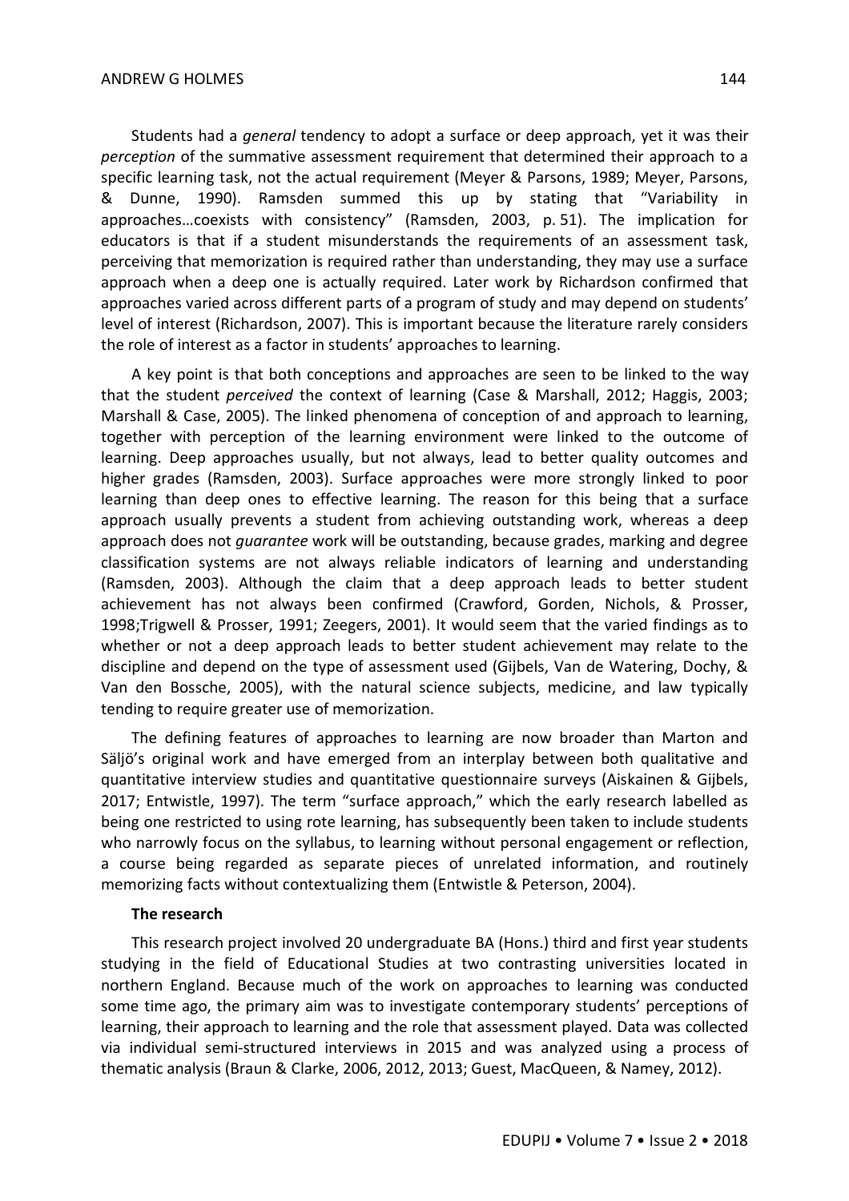Students had a *general* tendency to adopt a surface or deep approach, yet it was their *perception* of the summative assessment requirement that determined their approach to a specific learning task, not the actual requirement (Meyer & Parsons, 1989; Meyer, Parsons, & Dunne, 1990). Ramsden summed this up by stating that "Variability in approaches…coexists with consistency" (Ramsden, 2003, p. 51). The implication for educators is that if a student misunderstands the requirements of an assessment task, perceiving that memorization is required rather than understanding, they may use a surface approach when a deep one is actually required. Later work by Richardson confirmed that approaches varied across different parts of a program of study and may depend on students' level of interest (Richardson, 2007). This is important because the literature rarely considers the role of interest as a factor in students' approaches to learning.

A key point is that both conceptions and approaches are seen to be linked to the way that the student *perceived* the context of learning (Case & Marshall, 2012; Haggis, 2003; Marshall & Case, 2005). The linked phenomena of conception of and approach to learning, together with perception of the learning environment were linked to the outcome of learning. Deep approaches usually, but not always, lead to better quality outcomes and higher grades (Ramsden, 2003). Surface approaches were more strongly linked to poor learning than deep ones to effective learning. The reason for this being that a surface approach usually prevents a student from achieving outstanding work, whereas a deep approach does not *guarantee* work will be outstanding, because grades, marking and degree classification systems are not always reliable indicators of learning and understanding (Ramsden, 2003). Although the claim that a deep approach leads to better student achievement has not always been confirmed (Crawford, Gorden, Nichols, & Prosser, 1998;Trigwell & Prosser, 1991; Zeegers, 2001). It would seem that the varied findings as to whether or not a deep approach leads to better student achievement may relate to the discipline and depend on the type of assessment used (Gijbels, Van de Watering, Dochy, & Van den Bossche, 2005), with the natural science subjects, medicine, and law typically tending to require greater use of memorization.

The defining features of approaches to learning are now broader than Marton and Säljö's original work and have emerged from an interplay between both qualitative and quantitative interview studies and quantitative questionnaire surveys (Aiskainen & Gijbels, 2017; Entwistle, 1997). The term "surface approach," which the early research labelled as being one restricted to using rote learning, has subsequently been taken to include students who narrowly focus on the syllabus, to learning without personal engagement or reflection, a course being regarded as separate pieces of unrelated information, and routinely memorizing facts without contextualizing them (Entwistle & Peterson, 2004).

### The research

This research project involved 20 undergraduate BA (Hons.) third and first year students studying in the field of Educational Studies at two contrasting universities located in northern England. Because much of the work on approaches to learning was conducted some time ago, the primary aim was to investigate contemporary students' perceptions of learning, their approach to learning and the role that assessment played. Data was collected via individual semi-structured interviews in 2015 and was analyzed using a process of thematic analysis (Braun & Clarke, 2006, 2012, 2013; Guest, MacQueen, & Namey, 2012).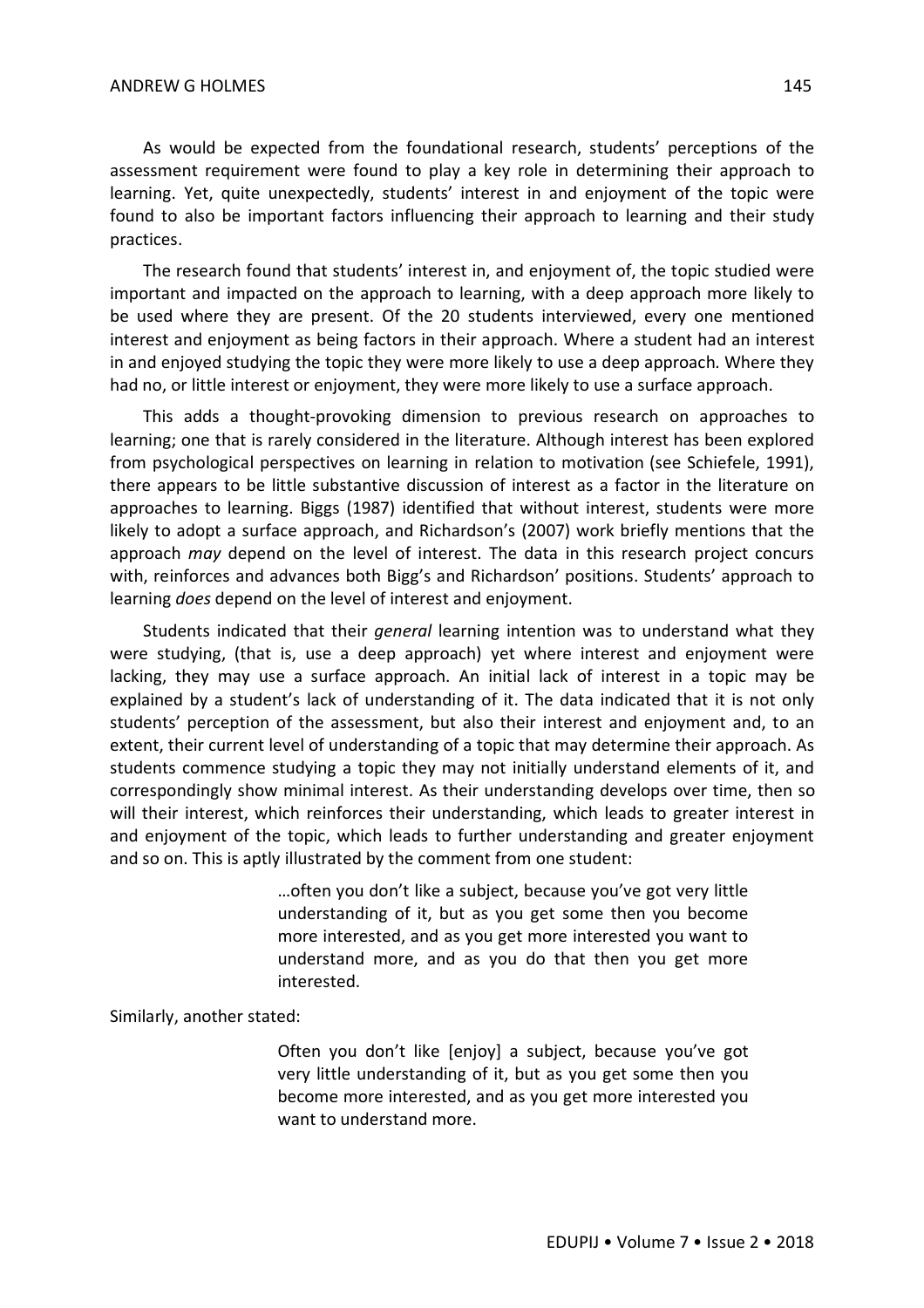As would be expected from the foundational research, students' perceptions of the assessment requirement were found to play a key role in determining their approach to learning. Yet, quite unexpectedly, students' interest in and enjoyment of the topic were found to also be important factors influencing their approach to learning and their study practices.

The research found that students' interest in, and enjoyment of, the topic studied were important and impacted on the approach to learning, with a deep approach more likely to be used where they are present. Of the 20 students interviewed, every one mentioned interest and enjoyment as being factors in their approach. Where a student had an interest in and enjoyed studying the topic they were more likely to use a deep approach. Where they had no, or little interest or enjoyment, they were more likely to use a surface approach.

This adds a thought-provoking dimension to previous research on approaches to learning; one that is rarely considered in the literature. Although interest has been explored from psychological perspectives on learning in relation to motivation (see Schiefele, 1991), there appears to be little substantive discussion of interest as a factor in the literature on approaches to learning. Biggs (1987) identified that without interest, students were more likely to adopt a surface approach, and Richardson's (2007) work briefly mentions that the approach *may* depend on the level of interest. The data in this research project concurs with, reinforces and advances both Bigg's and Richardson' positions. Students' approach to learning *does* depend on the level of interest and enjoyment.

Students indicated that their *general* learning intention was to understand what they were studying, (that is, use a deep approach) yet where interest and enjoyment were lacking, they may use a surface approach. An initial lack of interest in a topic may be explained by a student's lack of understanding of it. The data indicated that it is not only students' perception of the assessment, but also their interest and enjoyment and, to an extent, their current level of understanding of a topic that may determine their approach. As students commence studying a topic they may not initially understand elements of it, and correspondingly show minimal interest. As their understanding develops over time, then so will their interest, which reinforces their understanding, which leads to greater interest in and enjoyment of the topic, which leads to further understanding and greater enjoyment and so on. This is aptly illustrated by the comment from one student:

> …often you don't like a subject, because you've got very little understanding of it, but as you get some then you become more interested, and as you get more interested you want to understand more, and as you do that then you get more interested.

Similarly, another stated:

> Often you don't like [enjoy] a subject, because you've got very little understanding of it, but as you get some then you become more interested, and as you get more interested you want to understand more.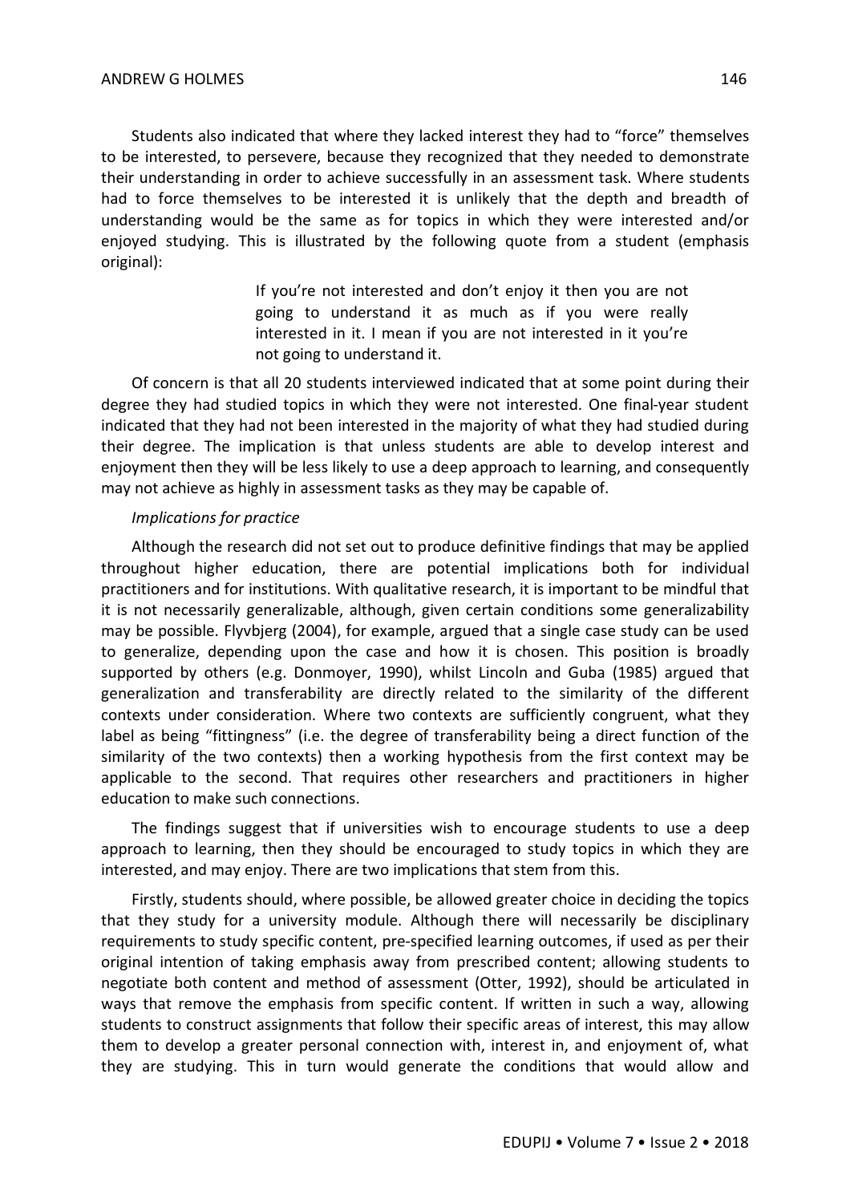Students also indicated that where they lacked interest they had to "force" themselves to be interested, to persevere, because they recognized that they needed to demonstrate their understanding in order to achieve successfully in an assessment task. Where students had to force themselves to be interested it is unlikely that the depth and breadth of understanding would be the same as for topics in which they were interested and/or enjoyed studying. This is illustrated by the following quote from a student (emphasis original):

> If you're not interested and don't enjoy it then you are not going to understand it as much as if you were really interested in it. I mean if you are not interested in it you're not going to understand it.

Of concern is that all 20 students interviewed indicated that at some point during their degree they had studied topics in which they were not interested. One final-year student indicated that they had not been interested in the majority of what they had studied during their degree. The implication is that unless students are able to develop interest and enjoyment then they will be less likely to use a deep approach to learning, and consequently may not achieve as highly in assessment tasks as they may be capable of.

*Implications for practice*

Although the research did not set out to produce definitive findings that may be applied throughout higher education, there are potential implications both for individual practitioners and for institutions. With qualitative research, it is important to be mindful that it is not necessarily generalizable, although, given certain conditions some generalizability may be possible. Flyvbjerg (2004), for example, argued that a single case study can be used to generalize, depending upon the case and how it is chosen. This position is broadly supported by others (e.g. Donmoyer, 1990), whilst Lincoln and Guba (1985) argued that generalization and transferability are directly related to the similarity of the different contexts under consideration. Where two contexts are sufficiently congruent, what they label as being "fittingness" (i.e. the degree of transferability being a direct function of the similarity of the two contexts) then a working hypothesis from the first context may be applicable to the second. That requires other researchers and practitioners in higher education to make such connections.

The findings suggest that if universities wish to encourage students to use a deep approach to learning, then they should be encouraged to study topics in which they are interested, and may enjoy. There are two implications that stem from this.

Firstly, students should, where possible, be allowed greater choice in deciding the topics that they study for a university module. Although there will necessarily be disciplinary requirements to study specific content, pre-specified learning outcomes, if used as per their original intention of taking emphasis away from prescribed content; allowing students to negotiate both content and method of assessment (Otter, 1992), should be articulated in ways that remove the emphasis from specific content. If written in such a way, allowing students to construct assignments that follow their specific areas of interest, this may allow them to develop a greater personal connection with, interest in, and enjoyment of, what they are studying. This in turn would generate the conditions that would allow and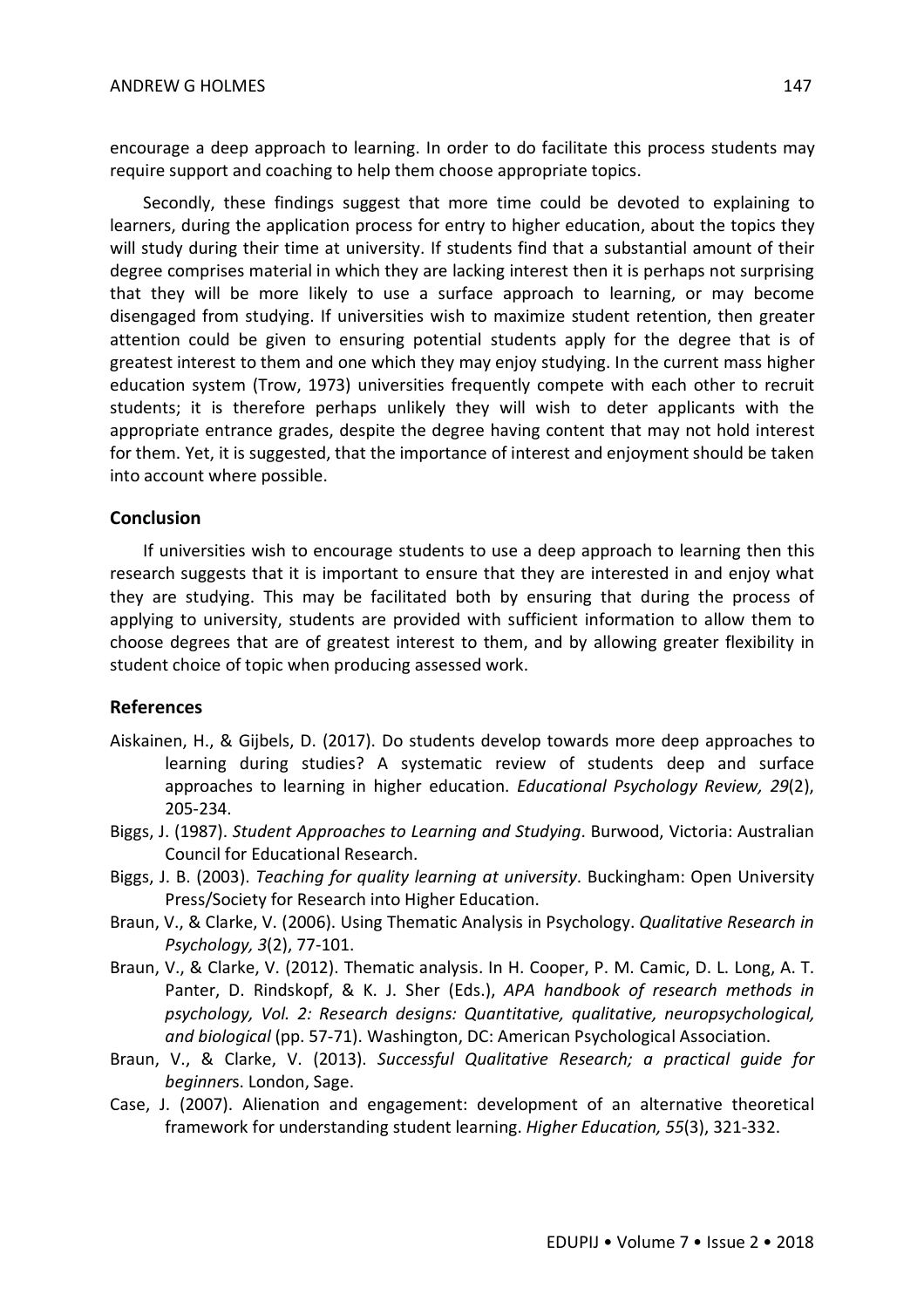encourage a deep approach to learning. In order to do facilitate this process students may require support and coaching to help them choose appropriate topics.

Secondly, these findings suggest that more time could be devoted to explaining to learners, during the application process for entry to higher education, about the topics they will study during their time at university. If students find that a substantial amount of their degree comprises material in which they are lacking interest then it is perhaps not surprising that they will be more likely to use a surface approach to learning, or may become disengaged from studying. If universities wish to maximize student retention, then greater attention could be given to ensuring potential students apply for the degree that is of greatest interest to them and one which they may enjoy studying. In the current mass higher education system (Trow, 1973) universities frequently compete with each other to recruit students; it is therefore perhaps unlikely they will wish to deter applicants with the appropriate entrance grades, despite the degree having content that may not hold interest for them. Yet, it is suggested, that the importance of interest and enjoyment should be taken into account where possible.

## Conclusion

If universities wish to encourage students to use a deep approach to learning then this research suggests that it is important to ensure that they are interested in and enjoy what they are studying. This may be facilitated both by ensuring that during the process of applying to university, students are provided with sufficient information to allow them to choose degrees that are of greatest interest to them, and by allowing greater flexibility in student choice of topic when producing assessed work.

## References

Aiskainen, H., & Gijbels, D. (2017). Do students develop towards more deep approaches to learning during studies? A systematic review of students deep and surface approaches to learning in higher education. *Educational Psychology Review, 29*(2), 205-234.

Biggs, J. (1987). *Student Approaches to Learning and Studying*. Burwood, Victoria: Australian Council for Educational Research.

Biggs, J. B. (2003). *Teaching for quality learning at university*. Buckingham: Open University Press/Society for Research into Higher Education.

Braun, V., & Clarke, V. (2006). Using Thematic Analysis in Psychology. *Qualitative Research in Psychology, 3*(2), 77-101.

Braun, V., & Clarke, V. (2012). Thematic analysis. In H. Cooper, P. M. Camic, D. L. Long, A. T. Panter, D. Rindskopf, & K. J. Sher (Eds.), *APA handbook of research methods in psychology, Vol. 2: Research designs: Quantitative, qualitative, neuropsychological, and biological* (pp. 57-71). Washington, DC: American Psychological Association.

Braun, V., & Clarke, V. (2013). *Successful Qualitative Research; a practical guide for beginner*s. London, Sage.

Case, J. (2007). Alienation and engagement: development of an alternative theoretical framework for understanding student learning. *Higher Education, 55*(3), 321-332.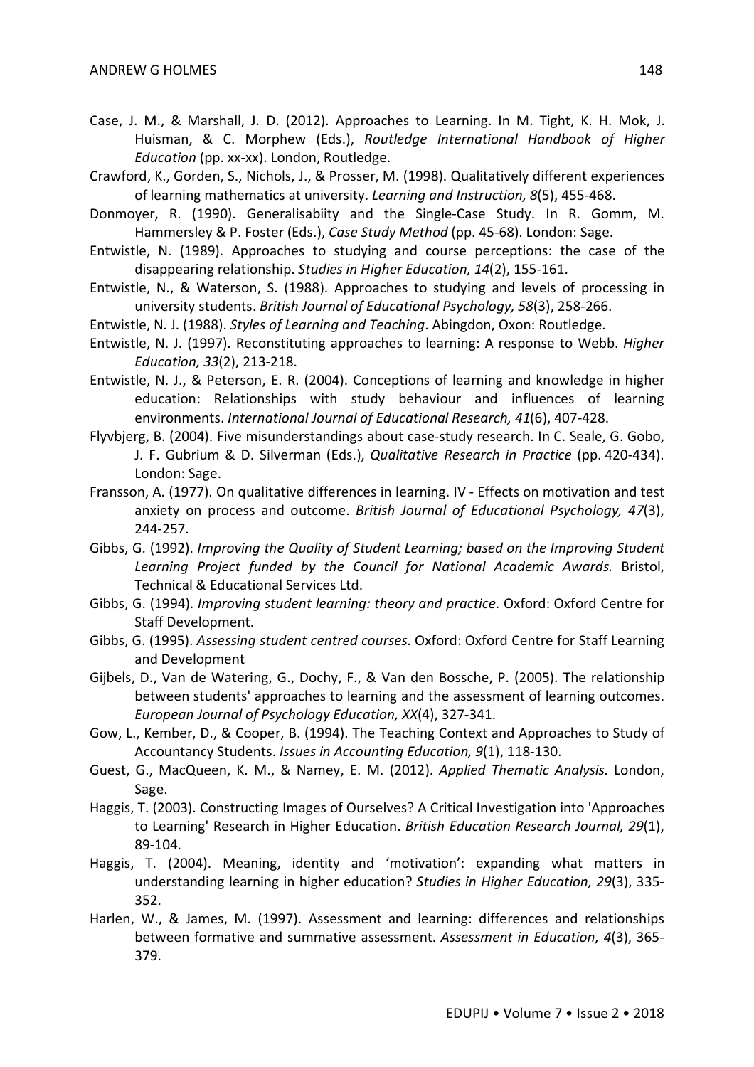Case, J. M., & Marshall, J. D. (2012). Approaches to Learning. In M. Tight, K. H. Mok, J. Huisman, & C. Morphew (Eds.), *Routledge International Handbook of Higher Education* (pp. xx-xx). London, Routledge.

Crawford, K., Gorden, S., Nichols, J., & Prosser, M. (1998). Qualitatively different experiences of learning mathematics at university. *Learning and Instruction, 8*(5), 455-468.

Donmoyer, R. (1990). Generalisabiity and the Single-Case Study. In R. Gomm, M. Hammersley & P. Foster (Eds.), *Case Study Method* (pp. 45-68). London: Sage.

Entwistle, N. (1989). Approaches to studying and course perceptions: the case of the disappearing relationship. *Studies in Higher Education, 14*(2), 155-161.

Entwistle, N., & Waterson, S. (1988). Approaches to studying and levels of processing in university students. *British Journal of Educational Psychology, 58*(3), 258-266.

Entwistle, N. J. (1988). *Styles of Learning and Teaching*. Abingdon, Oxon: Routledge.

Entwistle, N. J. (1997). Reconstituting approaches to learning: A response to Webb. *Higher Education, 33*(2), 213-218.

Entwistle, N. J., & Peterson, E. R. (2004). Conceptions of learning and knowledge in higher education: Relationships with study behaviour and influences of learning environments. *International Journal of Educational Research, 41*(6), 407-428.

Flyvbjerg, B. (2004). Five misunderstandings about case-study research. In C. Seale, G. Gobo, J. F. Gubrium & D. Silverman (Eds.), *Qualitative Research in Practice* (pp. 420-434). London: Sage.

Fransson, A. (1977). On qualitative differences in learning. IV - Effects on motivation and test anxiety on process and outcome. *British Journal of Educational Psychology, 47*(3), 244-257.

Gibbs, G. (1992). *Improving the Quality of Student Learning; based on the Improving Student Learning Project funded by the Council for National Academic Awards.* Bristol, Technical & Educational Services Ltd.

Gibbs, G. (1994). *Improving student learning: theory and practice*. Oxford: Oxford Centre for Staff Development.

Gibbs, G. (1995). *Assessing student centred courses*. Oxford: Oxford Centre for Staff Learning and Development

Gijbels, D., Van de Watering, G., Dochy, F., & Van den Bossche, P. (2005). The relationship between students' approaches to learning and the assessment of learning outcomes. *European Journal of Psychology Education, XX*(4), 327-341.

Gow, L., Kember, D., & Cooper, B. (1994). The Teaching Context and Approaches to Study of Accountancy Students. *Issues in Accounting Education, 9*(1), 118-130.

Guest, G., MacQueen, K. M., & Namey, E. M. (2012). *Applied Thematic Analysis*. London, Sage.

Haggis, T. (2003). Constructing Images of Ourselves? A Critical Investigation into 'Approaches to Learning' Research in Higher Education. *British Education Research Journal, 29*(1), 89-104.

Haggis, T. (2004). Meaning, identity and 'motivation': expanding what matters in understanding learning in higher education? *Studies in Higher Education, 29*(3), 335-352.

Harlen, W., & James, M. (1997). Assessment and learning: differences and relationships between formative and summative assessment. *Assessment in Education, 4*(3), 365-379.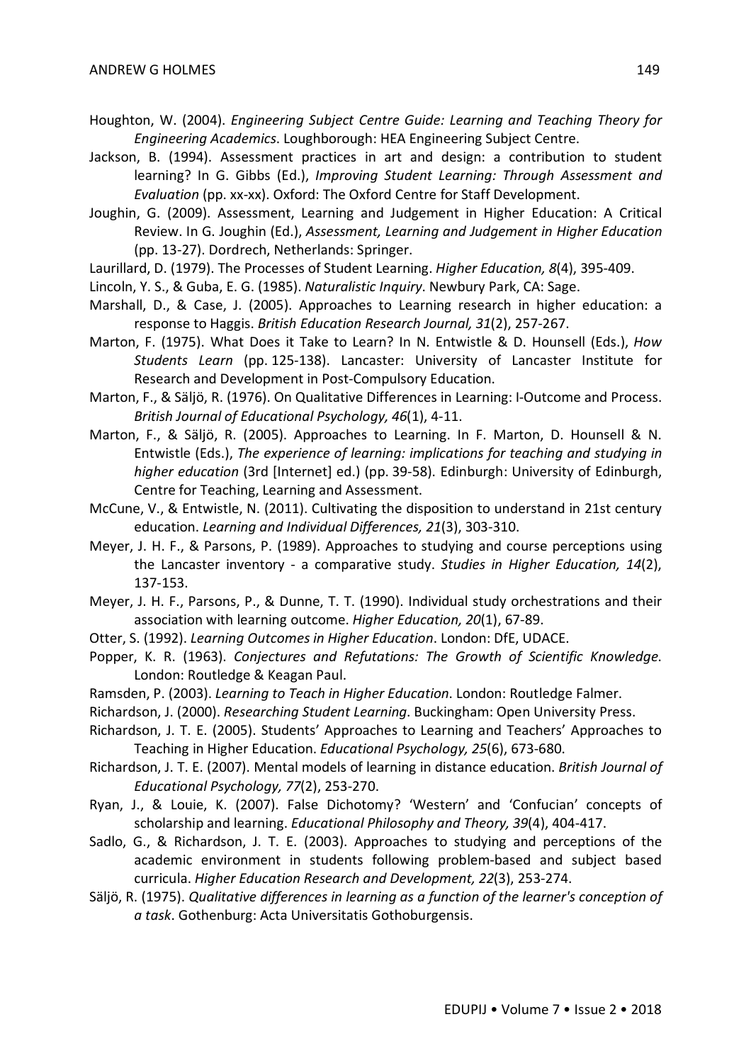Houghton, W. (2004). *Engineering Subject Centre Guide: Learning and Teaching Theory for Engineering Academics*. Loughborough: HEA Engineering Subject Centre.

Jackson, B. (1994). Assessment practices in art and design: a contribution to student learning? In G. Gibbs (Ed.), *Improving Student Learning: Through Assessment and Evaluation* (pp. xx-xx). Oxford: The Oxford Centre for Staff Development.

Joughin, G. (2009). Assessment, Learning and Judgement in Higher Education: A Critical Review. In G. Joughin (Ed.), *Assessment, Learning and Judgement in Higher Education* (pp. 13-27). Dordrech, Netherlands: Springer.

Laurillard, D. (1979). The Processes of Student Learning. *Higher Education, 8*(4), 395-409.

Lincoln, Y. S., & Guba, E. G. (1985). *Naturalistic Inquiry*. Newbury Park, CA: Sage.

Marshall, D., & Case, J. (2005). Approaches to Learning research in higher education: a response to Haggis. *British Education Research Journal, 31*(2), 257-267.

Marton, F. (1975). What Does it Take to Learn? In N. Entwistle & D. Hounsell (Eds.), *How Students Learn* (pp. 125-138). Lancaster: University of Lancaster Institute for Research and Development in Post-Compulsory Education.

Marton, F., & Säljö, R. (1976). On Qualitative Differences in Learning: I-Outcome and Process. *British Journal of Educational Psychology, 46*(1), 4-11.

Marton, F., & Säljö, R. (2005). Approaches to Learning. In F. Marton, D. Hounsell & N. Entwistle (Eds.), *The experience of learning: implications for teaching and studying in higher education* (3rd [Internet] ed.) (pp. 39-58). Edinburgh: University of Edinburgh, Centre for Teaching, Learning and Assessment.

McCune, V., & Entwistle, N. (2011). Cultivating the disposition to understand in 21st century education. *Learning and Individual Differences, 21*(3), 303-310.

Meyer, J. H. F., & Parsons, P. (1989). Approaches to studying and course perceptions using the Lancaster inventory - a comparative study. *Studies in Higher Education, 14*(2), 137-153.

Meyer, J. H. F., Parsons, P., & Dunne, T. T. (1990). Individual study orchestrations and their association with learning outcome. *Higher Education, 20*(1), 67-89.

Otter, S. (1992). *Learning Outcomes in Higher Education*. London: DfE, UDACE.

Popper, K. R. (1963). *Conjectures and Refutations: The Growth of Scientific Knowledge*. London: Routledge & Keagan Paul.

Ramsden, P. (2003). *Learning to Teach in Higher Education*. London: Routledge Falmer.

Richardson, J. (2000). *Researching Student Learning*. Buckingham: Open University Press.

Richardson, J. T. E. (2005). Students' Approaches to Learning and Teachers' Approaches to Teaching in Higher Education. *Educational Psychology, 25*(6), 673-680.

Richardson, J. T. E. (2007). Mental models of learning in distance education. *British Journal of Educational Psychology, 77*(2), 253-270.

Ryan, J., & Louie, K. (2007). False Dichotomy? 'Western' and 'Confucian' concepts of scholarship and learning. *Educational Philosophy and Theory, 39*(4), 404-417.

Sadlo, G., & Richardson, J. T. E. (2003). Approaches to studying and perceptions of the academic environment in students following problem-based and subject based curricula. *Higher Education Research and Development, 22*(3), 253-274.

Säljö, R. (1975). *Qualitative differences in learning as a function of the learner's conception of a task*. Gothenburg: Acta Universitatis Gothoburgensis.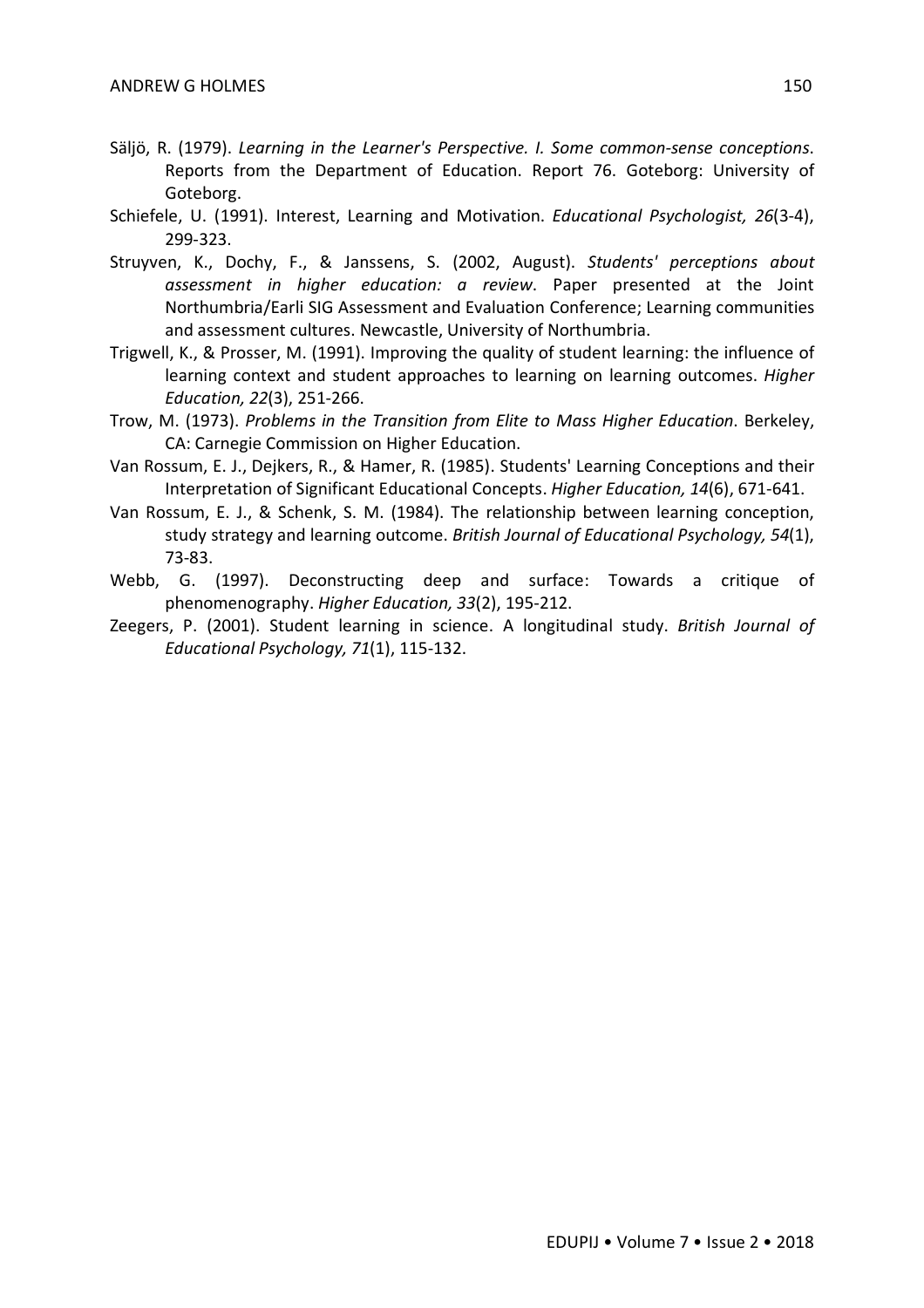Säljö, R. (1979). *Learning in the Learner's Perspective. I. Some common-sense conceptions*. Reports from the Department of Education. Report 76. Goteborg: University of Goteborg.

Schiefele, U. (1991). Interest, Learning and Motivation. *Educational Psychologist, 26*(3-4), 299-323.

Struyven, K., Dochy, F., & Janssens, S. (2002, August). *Students' perceptions about assessment in higher education: a review*. Paper presented at the Joint Northumbria/Earli SIG Assessment and Evaluation Conference; Learning communities and assessment cultures. Newcastle, University of Northumbria.

Trigwell, K., & Prosser, M. (1991). Improving the quality of student learning: the influence of learning context and student approaches to learning on learning outcomes. *Higher Education, 22*(3), 251-266.

Trow, M. (1973). *Problems in the Transition from Elite to Mass Higher Education*. Berkeley, CA: Carnegie Commission on Higher Education.

Van Rossum, E. J., Dejkers, R., & Hamer, R. (1985). Students' Learning Conceptions and their Interpretation of Significant Educational Concepts. *Higher Education, 14*(6), 671-641.

Van Rossum, E. J., & Schenk, S. M. (1984). The relationship between learning conception, study strategy and learning outcome. *British Journal of Educational Psychology, 54*(1), 73-83.

Webb, G. (1997). Deconstructing deep and surface: Towards a critique of phenomenography. *Higher Education, 33*(2), 195-212.

Zeegers, P. (2001). Student learning in science. A longitudinal study. *British Journal of Educational Psychology, 71*(1), 115-132.